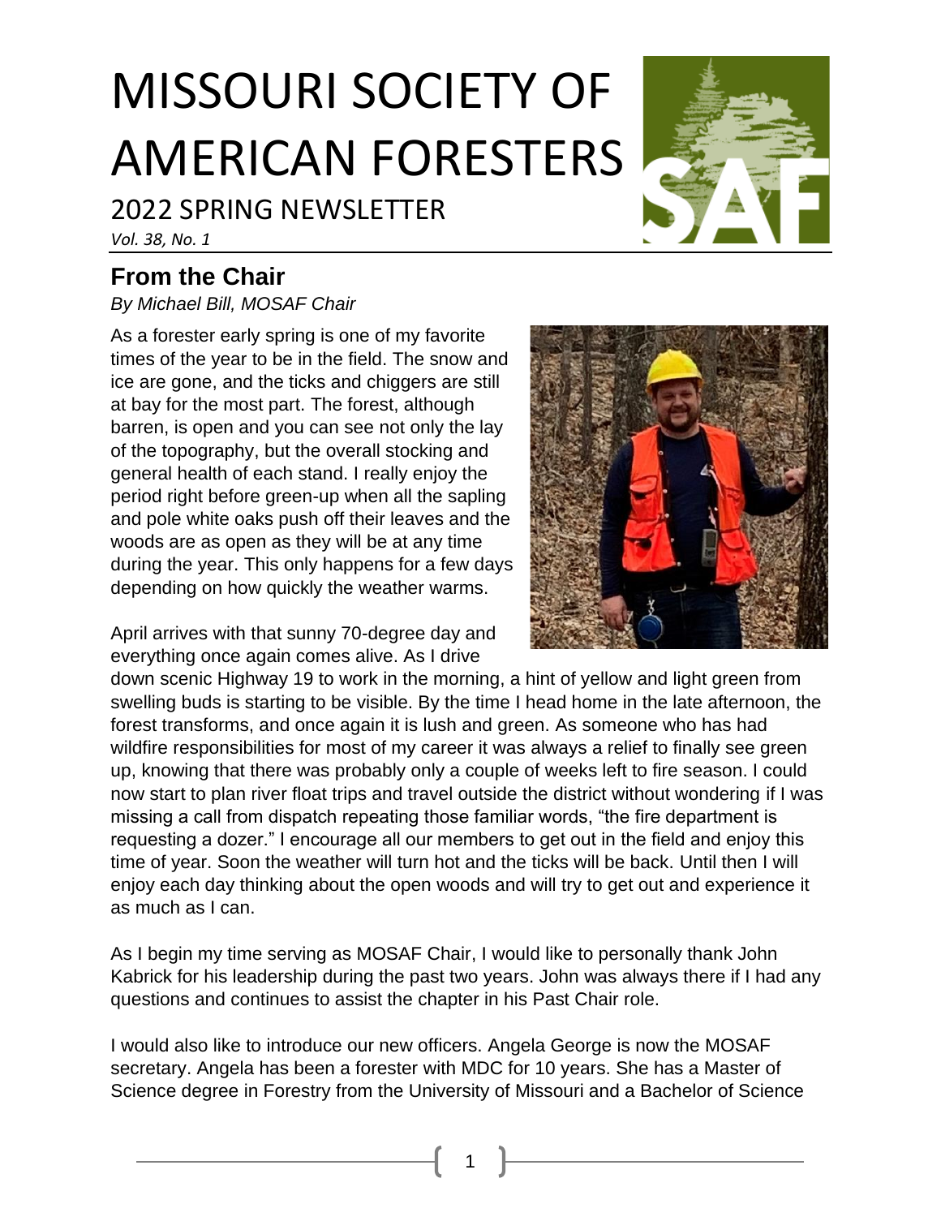# MISSOURI SOCIETY OF AMERICAN FORESTERS

## 2022 SPRING NEWSLETTER

*Vol. 38, No. 1*

## From the Chair

*By Michael Bill, MOSAF Chair*

As a forester early spring is one of my favorite times of the year to be in the field. The snow and ice are gone, and the ticks and chiggers are still at bay for the most part. The forest, although barren, is open and you can see not only the lay of the topography, but the overall stocking and general health of each stand. I really enjoy the period right before green-up when all the sapling and pole white oaks push off their leaves and the woods are as open as they will be at any time during the year. This only happens for a few days depending on how quickly the weather warms.

April arrives with that sunny 70-degree day and everything once again comes alive. As I drive down scenic Highway 19 to work in the morning, a hint of yellow and light green from swelling buds is starting to be visible. By the time I head home in the late afternoon, the forest transforms, and once again it is lush and green. As someone who has had wildfire responsibilities for most of my career it was always a relief to finally see green up, knowing that there was probably only a couple of weeks left to fire season. I could now start to plan river float trips and travel outside the district without wondering if I was missing a call from dispatch repeating those familiar words, "the fire department is requesting a dozer." I encourage all our members to get out in the field and enjoy this time of year. Soon the weather will turn hot and the ticks will be back. Until then I will enjoy each day thinking about the open woods and will try to get out and experience it as much as I can.

As I begin my time serving as MOSAF Chair, I would like to personally thank John Kabrick for his leadership during the past two years. John was always there if I had any questions and continues to assist the chapter in his Past Chair role.

I would also like to introduce our new officers. Angela George is now the MOSAF secretary. Angela has been a forester with MDC for 10 years. She has a Master of Science degree in Forestry from the University of Missouri and a Bachelor of Science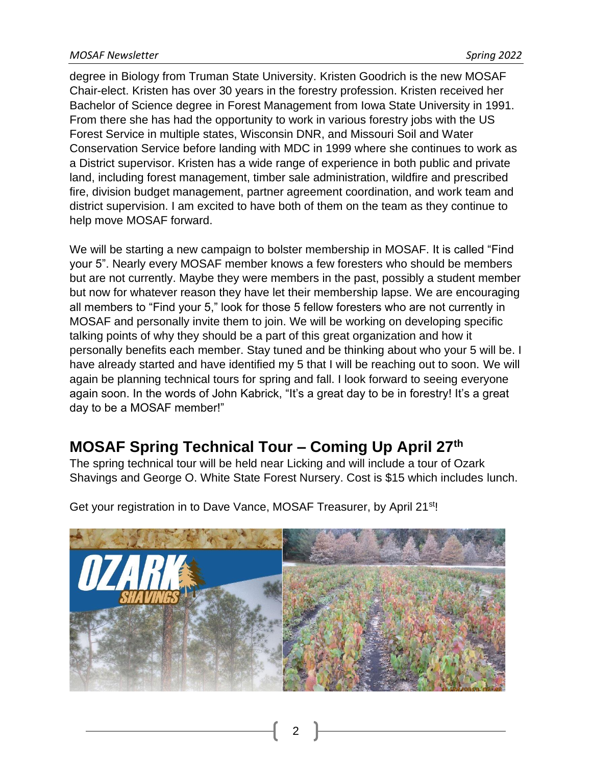degree in Biology from Truman State University. Kristen Goodrich is the new MOSAF Chair-elect. Kristen has over 30 years in the forestry profession. Kristen received her Bachelor of Science degree in Forest Management from Iowa State University in 1991. From there she has had the opportunity to work in various forestry jobs with the US Forest Service in multiple states, Wisconsin DNR, and Missouri Soil and Water Conservation Service before landing with MDC in 1999 where she continues to work as a District supervisor. Kristen has a wide range of experience in both public and private land, including forest management, timber sale administration, wildfire and prescribed fire, division budget management, partner agreement coordination, and work team and district supervision. I am excited to have both of them on the team as they continue to help move MOSAF forward.

We will be starting a new campaign to bolster membership in MOSAF. It is called "Find your 5". Nearly every MOSAF member knows a few foresters who should be members but are not currently. Maybe they were members in the past, possibly a student member but now for whatever reason they have let their membership lapse. We are encouraging all members to "Find your 5," look for those 5 fellow foresters who are not currently in MOSAF and personally invite them to join. We will be working on developing specific talking points of why they should be a part of this great organization and how it personally benefits each member. Stay tuned and be thinking about who your 5 will be. I have already started and have identified my 5 that I will be reaching out to soon. We will again be planning technical tours for spring and fall. I look forward to seeing everyone again soon. In the words of John Kabrick, "It's a great day to be in forestry! It's a great day to be a MOSAF member!"

## MOSAF Spring Technical Tour – Coming Up April 27th

The spring technical tour will be held near Licking and will include a tour of Ozark Shavings and George O. White State Forest Nursery. Cost is $15 which includes lunch.

Get your registration in to Dave Vance, MOSAF Treasurer, by April 21st!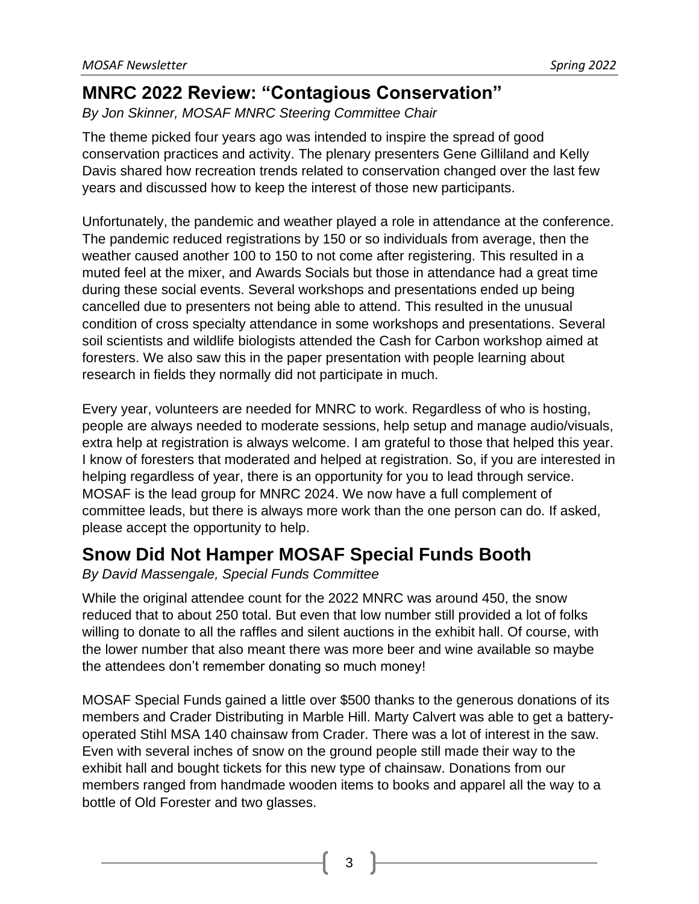## MNRC 2022 Review: "Contagious Conservation"

*By Jon Skinner, MOSAF MNRC Steering Committee Chair*

The theme picked four years ago was intended to inspire the spread of good conservation practices and activity. The plenary presenters Gene Gilliland and Kelly Davis shared how recreation trends related to conservation changed over the last few years and discussed how to keep the interest of those new participants.

Unfortunately, the pandemic and weather played a role in attendance at the conference. The pandemic reduced registrations by 150 or so individuals from average, then the weather caused another 100 to 150 to not come after registering. This resulted in a muted feel at the mixer, and Awards Socials but those in attendance had a great time during these social events. Several workshops and presentations ended up being cancelled due to presenters not being able to attend. This resulted in the unusual condition of cross specialty attendance in some workshops and presentations. Several soil scientists and wildlife biologists attended the Cash for Carbon workshop aimed at foresters. We also saw this in the paper presentation with people learning about research in fields they normally did not participate in much.

Every year, volunteers are needed for MNRC to work. Regardless of who is hosting, people are always needed to moderate sessions, help setup and manage audio/visuals, extra help at registration is always welcome. I am grateful to those that helped this year. I know of foresters that moderated and helped at registration. So, if you are interested in helping regardless of year, there is an opportunity for you to lead through service. MOSAF is the lead group for MNRC 2024. We now have a full complement of committee leads, but there is always more work than the one person can do. If asked, please accept the opportunity to help.

## Snow Did Not Hamper MOSAF Special Funds Booth

*By David Massengale, Special Funds Committee*

While the original attendee count for the 2022 MNRC was around 450, the snow reduced that to about 250 total. But even that low number still provided a lot of folks willing to donate to all the raffles and silent auctions in the exhibit hall. Of course, with the lower number that also meant there was more beer and wine available so maybe the attendees don't remember donating so much money!

MOSAF Special Funds gained a little over $500 thanks to the generous donations of its members and Crader Distributing in Marble Hill. Marty Calvert was able to get a battery-operated Stihl MSA 140 chainsaw from Crader. There was a lot of interest in the saw. Even with several inches of snow on the ground people still made their way to the exhibit hall and bought tickets for this new type of chainsaw. Donations from our members ranged from handmade wooden items to books and apparel all the way to a bottle of Old Forester and two glasses.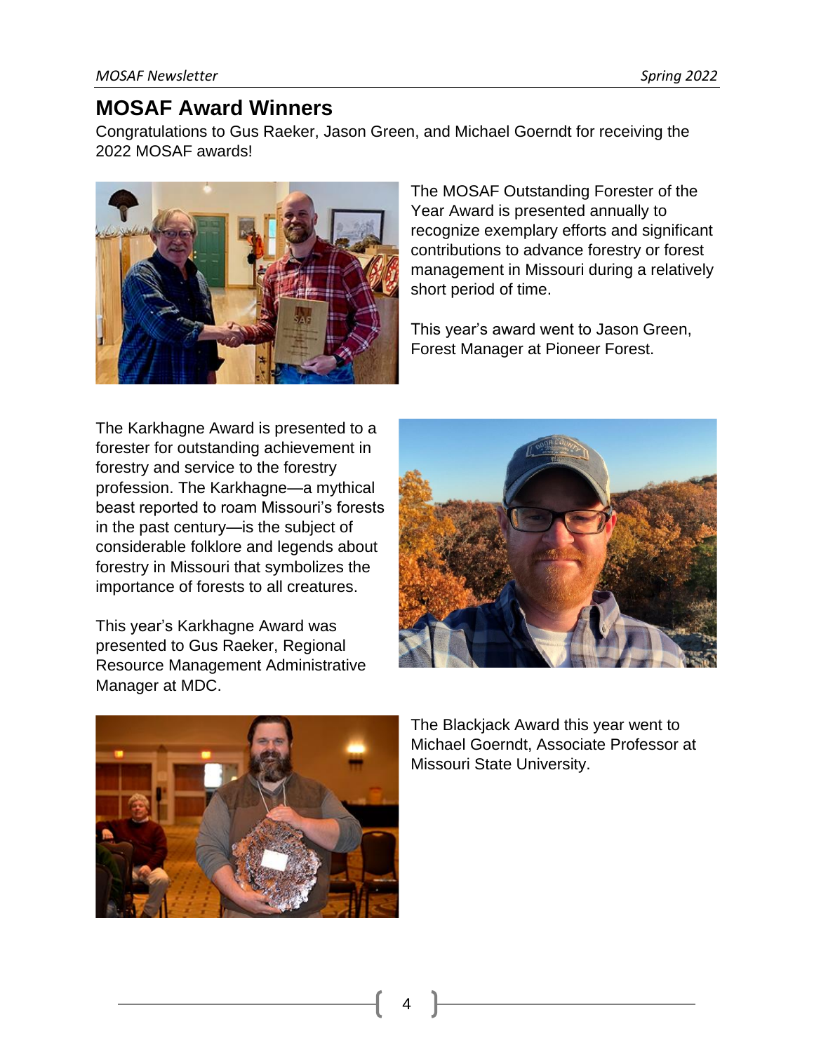## MOSAF Award Winners

Congratulations to Gus Raeker, Jason Green, and Michael Goerndt for receiving the 2022 MOSAF awards!

The MOSAF Outstanding Forester of the Year Award is presented annually to recognize exemplary efforts and significant contributions to advance forestry or forest management in Missouri during a relatively short period of time.

This year's award went to Jason Green, Forest Manager at Pioneer Forest.

The Karkhagne Award is presented to a forester for outstanding achievement in forestry and service to the forestry profession. The Karkhagne—a mythical beast reported to roam Missouri's forests in the past century—is the subject of considerable folklore and legends about forestry in Missouri that symbolizes the importance of forests to all creatures.

This year's Karkhagne Award was presented to Gus Raeker, Regional Resource Management Administrative Manager at MDC.

The Blackjack Award this year went to Michael Goerndt, Associate Professor at Missouri State University.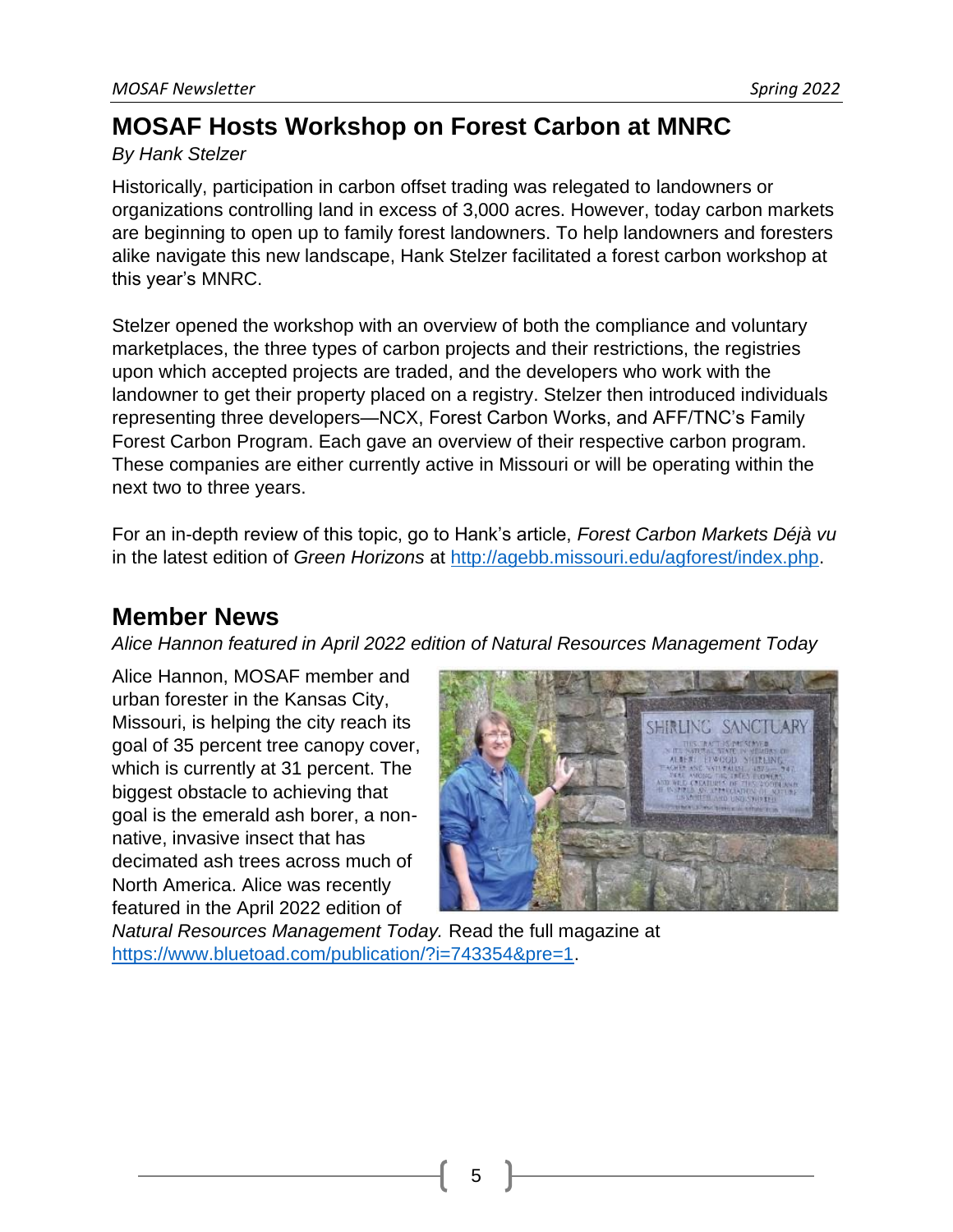## MOSAF Hosts Workshop on Forest Carbon at MNRC

*By Hank Stelzer*

Historically, participation in carbon offset trading was relegated to landowners or organizations controlling land in excess of 3,000 acres. However, today carbon markets are beginning to open up to family forest landowners. To help landowners and foresters alike navigate this new landscape, Hank Stelzer facilitated a forest carbon workshop at this year's MNRC.

Stelzer opened the workshop with an overview of both the compliance and voluntary marketplaces, the three types of carbon projects and their restrictions, the registries upon which accepted projects are traded, and the developers who work with the landowner to get their property placed on a registry. Stelzer then introduced individuals representing three developers—NCX, Forest Carbon Works, and AFF/TNC's Family Forest Carbon Program. Each gave an overview of their respective carbon program. These companies are either currently active in Missouri or will be operating within the next two to three years.

For an in-depth review of this topic, go to Hank's article, *Forest Carbon Markets Déjà vu* in the latest edition of *Green Horizons* at http://agebb.missouri.edu/agforest/index.php.

## Member News

*Alice Hannon featured in April 2022 edition of Natural Resources Management Today*

Alice Hannon, MOSAF member and urban forester in the Kansas City, Missouri, is helping the city reach its goal of 35 percent tree canopy cover, which is currently at 31 percent. The biggest obstacle to achieving that goal is the emerald ash borer, a non-native, invasive insect that has decimated ash trees across much of North America. Alice was recently featured in the April 2022 edition of *Natural Resources Management Today.* Read the full magazine at https://www.bluetoad.com/publication/?i=743354&pre=1.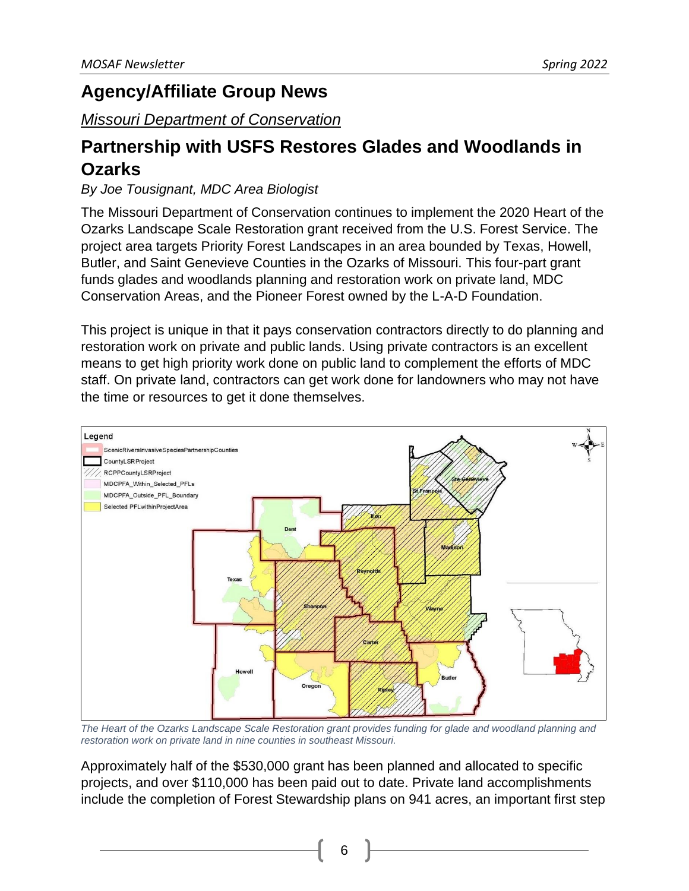# Agency/Affiliate Group News

## *Missouri Department of Conservation*

## Partnership with USFS Restores Glades and Woodlands in Ozarks

*By Joe Tousignant, MDC Area Biologist*

The Missouri Department of Conservation continues to implement the 2020 Heart of the Ozarks Landscape Scale Restoration grant received from the U.S. Forest Service. The project area targets Priority Forest Landscapes in an area bounded by Texas, Howell, Butler, and Saint Genevieve Counties in the Ozarks of Missouri. This four-part grant funds glades and woodlands planning and restoration work on private land, MDC Conservation Areas, and the Pioneer Forest owned by the L-A-D Foundation.

This project is unique in that it pays conservation contractors directly to do planning and restoration work on private and public lands. Using private contractors is an excellent means to get high priority work done on public land to complement the efforts of MDC staff. On private land, contractors can get work done for landowners who may not have the time or resources to get it done themselves.

*The Heart of the Ozarks Landscape Scale Restoration grant provides funding for glade and woodland planning and restoration work on private land in nine counties in southeast Missouri.*

Approximately half of the $530,000 grant has been planned and allocated to specific projects, and over $110,000 has been paid out to date. Private land accomplishments include the completion of Forest Stewardship plans on 941 acres, an important first step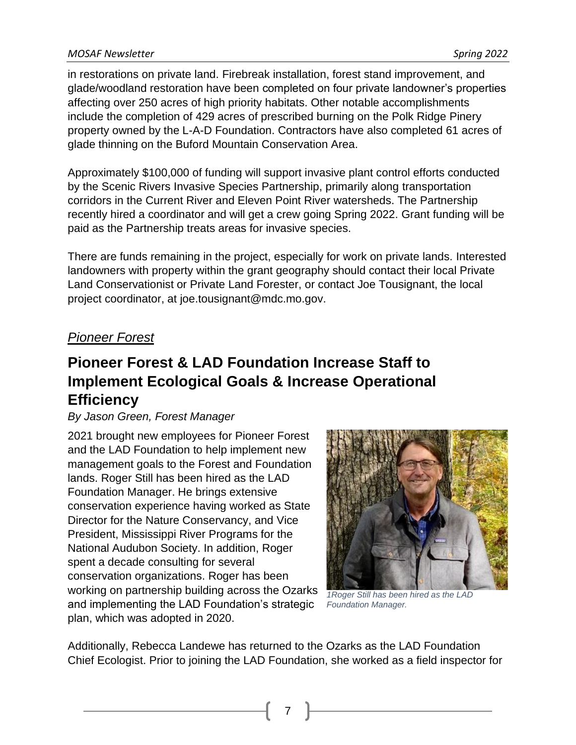in restorations on private land. Firebreak installation, forest stand improvement, and glade/woodland restoration have been completed on four private landowner's properties affecting over 250 acres of high priority habitats. Other notable accomplishments include the completion of 429 acres of prescribed burning on the Polk Ridge Pinery property owned by the L-A-D Foundation. Contractors have also completed 61 acres of glade thinning on the Buford Mountain Conservation Area.

Approximately $100,000 of funding will support invasive plant control efforts conducted by the Scenic Rivers Invasive Species Partnership, primarily along transportation corridors in the Current River and Eleven Point River watersheds. The Partnership recently hired a coordinator and will get a crew going Spring 2022. Grant funding will be paid as the Partnership treats areas for invasive species.

There are funds remaining in the project, especially for work on private lands. Interested landowners with property within the grant geography should contact their local Private Land Conservationist or Private Land Forester, or contact Joe Tousignant, the local project coordinator, at joe.tousignant@mdc.mo.gov.

*Pioneer Forest*

## Pioneer Forest & LAD Foundation Increase Staff to Implement Ecological Goals & Increase Operational Efficiency

*By Jason Green, Forest Manager*

2021 brought new employees for Pioneer Forest and the LAD Foundation to help implement new management goals to the Forest and Foundation lands. Roger Still has been hired as the LAD Foundation Manager. He brings extensive conservation experience having worked as State Director for the Nature Conservancy, and Vice President, Mississippi River Programs for the National Audubon Society. In addition, Roger spent a decade consulting for several conservation organizations. Roger has been working on partnership building across the Ozarks and implementing the LAD Foundation's strategic plan, which was adopted in 2020.

*1Roger Still has been hired as the LAD Foundation Manager.*

Additionally, Rebecca Landewe has returned to the Ozarks as the LAD Foundation Chief Ecologist. Prior to joining the LAD Foundation, she worked as a field inspector for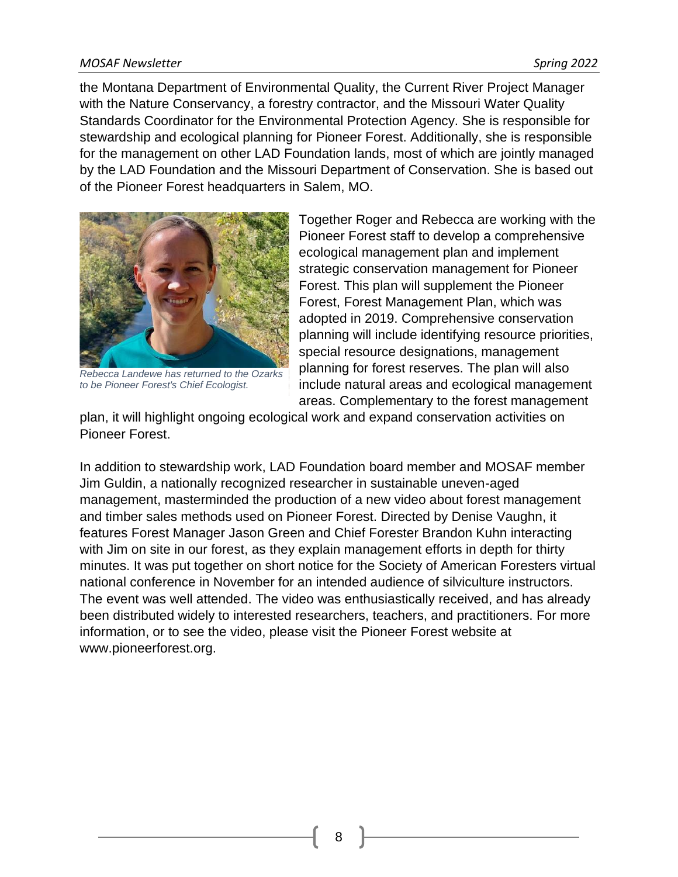the Montana Department of Environmental Quality, the Current River Project Manager with the Nature Conservancy, a forestry contractor, and the Missouri Water Quality Standards Coordinator for the Environmental Protection Agency. She is responsible for stewardship and ecological planning for Pioneer Forest. Additionally, she is responsible for the management on other LAD Foundation lands, most of which are jointly managed by the LAD Foundation and the Missouri Department of Conservation. She is based out of the Pioneer Forest headquarters in Salem, MO.

*Rebecca Landewe has returned to the Ozarks to be Pioneer Forest's Chief Ecologist.*

Together Roger and Rebecca are working with the Pioneer Forest staff to develop a comprehensive ecological management plan and implement strategic conservation management for Pioneer Forest. This plan will supplement the Pioneer Forest, Forest Management Plan, which was adopted in 2019. Comprehensive conservation planning will include identifying resource priorities, special resource designations, management planning for forest reserves. The plan will also include natural areas and ecological management areas. Complementary to the forest management plan, it will highlight ongoing ecological work and expand conservation activities on Pioneer Forest.

In addition to stewardship work, LAD Foundation board member and MOSAF member Jim Guldin, a nationally recognized researcher in sustainable uneven-aged management, masterminded the production of a new video about forest management and timber sales methods used on Pioneer Forest. Directed by Denise Vaughn, it features Forest Manager Jason Green and Chief Forester Brandon Kuhn interacting with Jim on site in our forest, as they explain management efforts in depth for thirty minutes. It was put together on short notice for the Society of American Foresters virtual national conference in November for an intended audience of silviculture instructors. The event was well attended. The video was enthusiastically received, and has already been distributed widely to interested researchers, teachers, and practitioners. For more information, or to see the video, please visit the Pioneer Forest website at www.pioneerforest.org.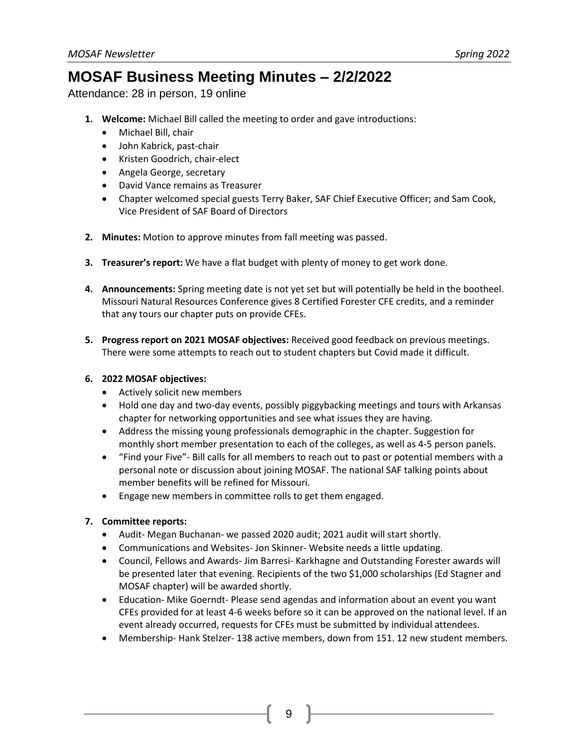# MOSAF Business Meeting Minutes – 2/2/2022

Attendance: 28 in person, 19 online

1. **Welcome:** Michael Bill called the meeting to order and gave introductions:
   - Michael Bill, chair
   - John Kabrick, past-chair
   - Kristen Goodrich, chair-elect
   - Angela George, secretary
   - David Vance remains as Treasurer
   - Chapter welcomed special guests Terry Baker, SAF Chief Executive Officer; and Sam Cook, Vice President of SAF Board of Directors

2. **Minutes:** Motion to approve minutes from fall meeting was passed.

3. **Treasurer's report:** We have a flat budget with plenty of money to get work done.

4. **Announcements:** Spring meeting date is not yet set but will potentially be held in the bootheel. Missouri Natural Resources Conference gives 8 Certified Forester CFE credits, and a reminder that any tours our chapter puts on provide CFEs.

5. **Progress report on 2021 MOSAF objectives:** Received good feedback on previous meetings. There were some attempts to reach out to student chapters but Covid made it difficult.

6. **2022 MOSAF objectives:**
   - Actively solicit new members
   - Hold one day and two-day events, possibly piggybacking meetings and tours with Arkansas chapter for networking opportunities and see what issues they are having.
   - Address the missing young professionals demographic in the chapter. Suggestion for monthly short member presentation to each of the colleges, as well as 4-5 person panels.
   - "Find your Five"- Bill calls for all members to reach out to past or potential members with a personal note or discussion about joining MOSAF. The national SAF talking points about member benefits will be refined for Missouri.
   - Engage new members in committee rolls to get them engaged.

7. **Committee reports:**
   - Audit- Megan Buchanan- we passed 2020 audit; 2021 audit will start shortly.
   - Communications and Websites- Jon Skinner- Website needs a little updating.
   - Council, Fellows and Awards- Jim Barresi- Karkhagne and Outstanding Forester awards will be presented later that evening. Recipients of the two $1,000 scholarships (Ed Stagner and MOSAF chapter) will be awarded shortly.
   - Education- Mike Goerndt- Please send agendas and information about an event you want CFEs provided for at least 4-6 weeks before so it can be approved on the national level. If an event already occurred, requests for CFEs must be submitted by individual attendees.
   - Membership- Hank Stelzer- 138 active members, down from 151. 12 new student members.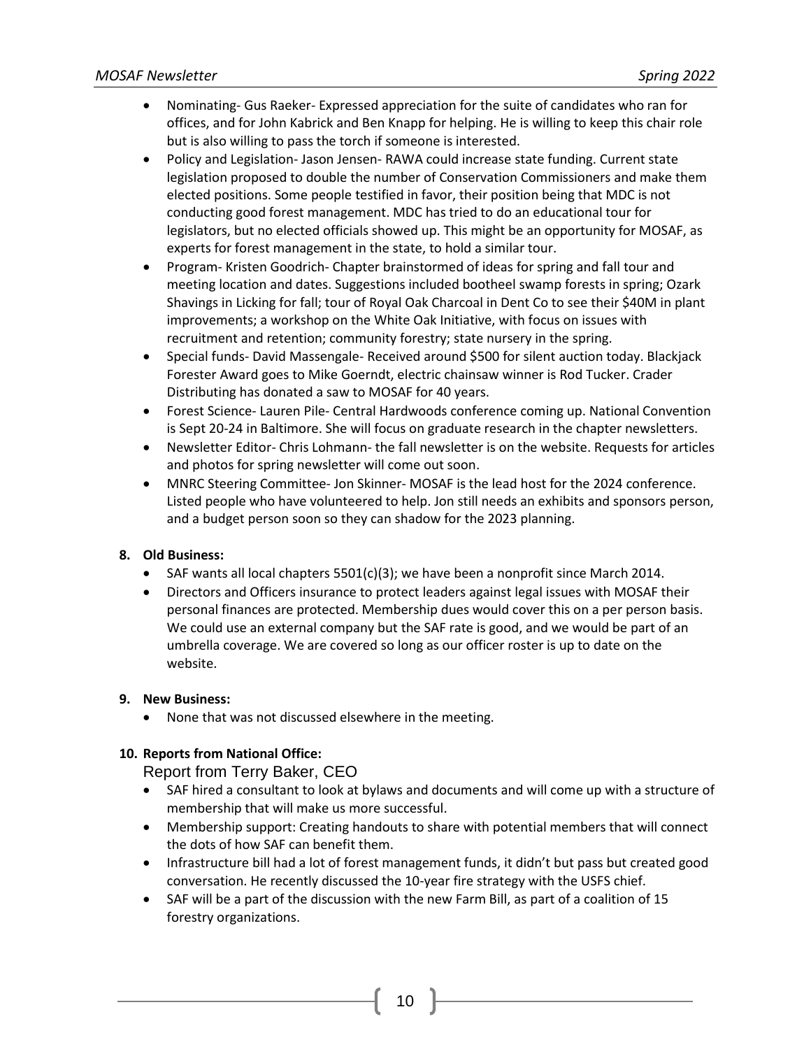- Nominating- Gus Raeker- Expressed appreciation for the suite of candidates who ran for offices, and for John Kabrick and Ben Knapp for helping. He is willing to keep this chair role but is also willing to pass the torch if someone is interested.
- Policy and Legislation- Jason Jensen- RAWA could increase state funding. Current state legislation proposed to double the number of Conservation Commissioners and make them elected positions. Some people testified in favor, their position being that MDC is not conducting good forest management. MDC has tried to do an educational tour for legislators, but no elected officials showed up. This might be an opportunity for MOSAF, as experts for forest management in the state, to hold a similar tour.
- Program- Kristen Goodrich- Chapter brainstormed of ideas for spring and fall tour and meeting location and dates. Suggestions included bootheel swamp forests in spring; Ozark Shavings in Licking for fall; tour of Royal Oak Charcoal in Dent Co to see their $40M in plant improvements; a workshop on the White Oak Initiative, with focus on issues with recruitment and retention; community forestry; state nursery in the spring.
- Special funds- David Massengale- Received around $500 for silent auction today. Blackjack Forester Award goes to Mike Goerndt, electric chainsaw winner is Rod Tucker. Crader Distributing has donated a saw to MOSAF for 40 years.
- Forest Science- Lauren Pile- Central Hardwoods conference coming up. National Convention is Sept 20-24 in Baltimore. She will focus on graduate research in the chapter newsletters.
- Newsletter Editor- Chris Lohmann- the fall newsletter is on the website. Requests for articles and photos for spring newsletter will come out soon.
- MNRC Steering Committee- Jon Skinner- MOSAF is the lead host for the 2024 conference. Listed people who have volunteered to help. Jon still needs an exhibits and sponsors person, and a budget person soon so they can shadow for the 2023 planning.

**8. Old Business:**

- SAF wants all local chapters 5501(c)(3); we have been a nonprofit since March 2014.
- Directors and Officers insurance to protect leaders against legal issues with MOSAF their personal finances are protected. Membership dues would cover this on a per person basis. We could use an external company but the SAF rate is good, and we would be part of an umbrella coverage. We are covered so long as our officer roster is up to date on the website.

**9. New Business:**

- None that was not discussed elsewhere in the meeting.

**10. Reports from National Office:**

Report from Terry Baker, CEO

- SAF hired a consultant to look at bylaws and documents and will come up with a structure of membership that will make us more successful.
- Membership support: Creating handouts to share with potential members that will connect the dots of how SAF can benefit them.
- Infrastructure bill had a lot of forest management funds, it didn't but pass but created good conversation. He recently discussed the 10-year fire strategy with the USFS chief.
- SAF will be a part of the discussion with the new Farm Bill, as part of a coalition of 15 forestry organizations.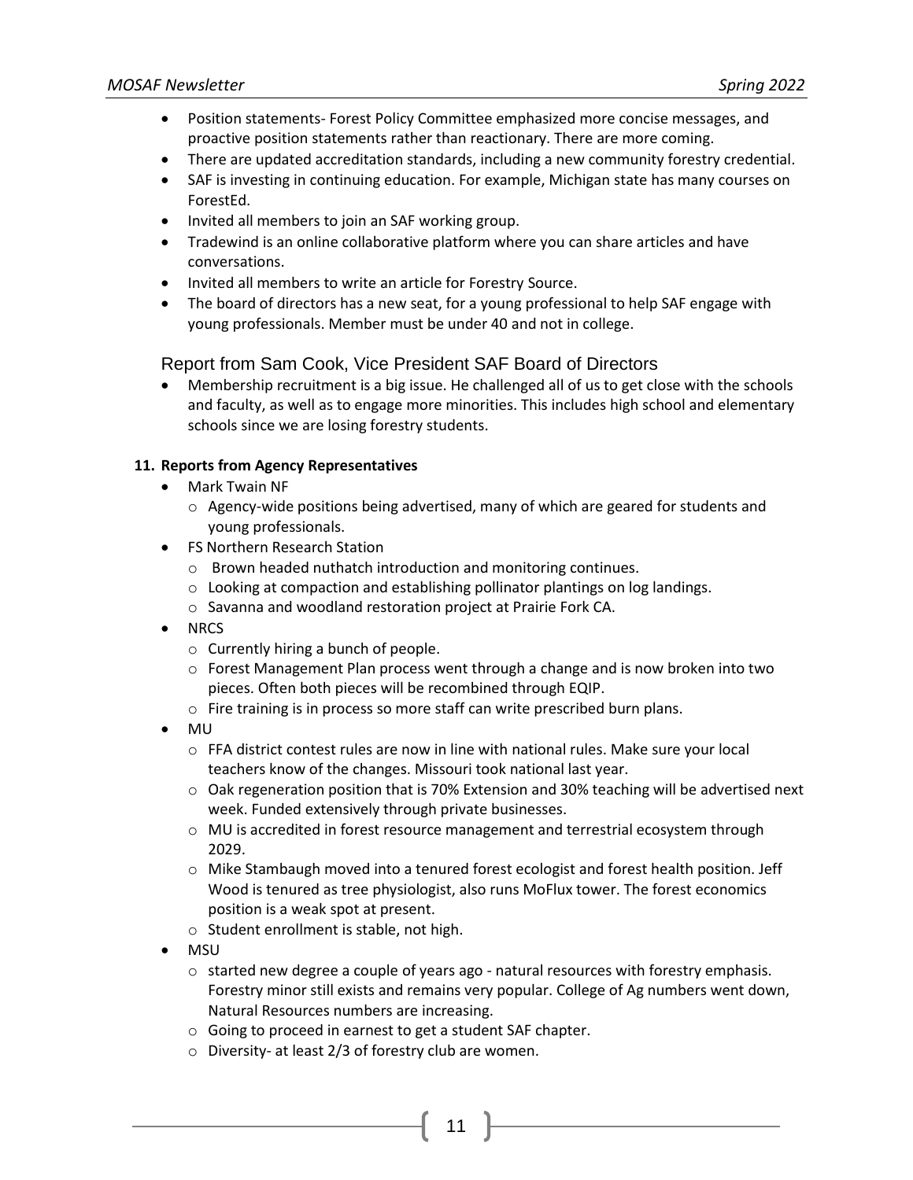- Position statements- Forest Policy Committee emphasized more concise messages, and proactive position statements rather than reactionary. There are more coming.
- There are updated accreditation standards, including a new community forestry credential.
- SAF is investing in continuing education. For example, Michigan state has many courses on ForestEd.
- Invited all members to join an SAF working group.
- Tradewind is an online collaborative platform where you can share articles and have conversations.
- Invited all members to write an article for Forestry Source.
- The board of directors has a new seat, for a young professional to help SAF engage with young professionals. Member must be under 40 and not in college.

### Report from Sam Cook, Vice President SAF Board of Directors

- Membership recruitment is a big issue. He challenged all of us to get close with the schools and faculty, as well as to engage more minorities. This includes high school and elementary schools since we are losing forestry students.

**11. Reports from Agency Representatives**

- Mark Twain NF
  - Agency-wide positions being advertised, many of which are geared for students and young professionals.
- FS Northern Research Station
  - Brown headed nuthatch introduction and monitoring continues.
  - Looking at compaction and establishing pollinator plantings on log landings.
  - Savanna and woodland restoration project at Prairie Fork CA.
- NRCS
  - Currently hiring a bunch of people.
  - Forest Management Plan process went through a change and is now broken into two pieces. Often both pieces will be recombined through EQIP.
  - Fire training is in process so more staff can write prescribed burn plans.
- MU
  - FFA district contest rules are now in line with national rules. Make sure your local teachers know of the changes. Missouri took national last year.
  - Oak regeneration position that is 70% Extension and 30% teaching will be advertised next week. Funded extensively through private businesses.
  - MU is accredited in forest resource management and terrestrial ecosystem through 2029.
  - Mike Stambaugh moved into a tenured forest ecologist and forest health position. Jeff Wood is tenured as tree physiologist, also runs MoFlux tower. The forest economics position is a weak spot at present.
  - Student enrollment is stable, not high.
- MSU
  - started new degree a couple of years ago - natural resources with forestry emphasis. Forestry minor still exists and remains very popular. College of Ag numbers went down, Natural Resources numbers are increasing.
  - Going to proceed in earnest to get a student SAF chapter.
  - Diversity- at least 2/3 of forestry club are women.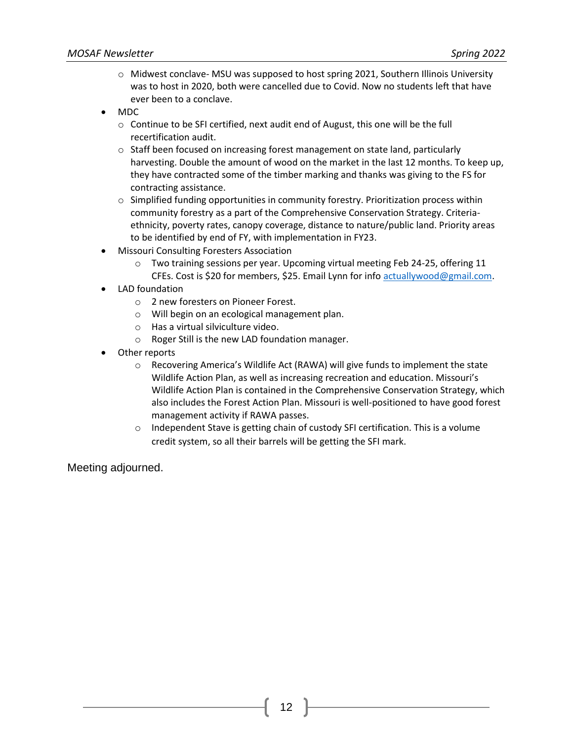- Midwest conclave- MSU was supposed to host spring 2021, Southern Illinois University was to host in 2020, both were cancelled due to Covid. Now no students left that have ever been to a conclave.
- MDC
    - Continue to be SFI certified, next audit end of August, this one will be the full recertification audit.
    - Staff been focused on increasing forest management on state land, particularly harvesting. Double the amount of wood on the market in the last 12 months. To keep up, they have contracted some of the timber marking and thanks was giving to the FS for contracting assistance.
    - Simplified funding opportunities in community forestry. Prioritization process within community forestry as a part of the Comprehensive Conservation Strategy. Criteria- ethnicity, poverty rates, canopy coverage, distance to nature/public land. Priority areas to be identified by end of FY, with implementation in FY23.
- Missouri Consulting Foresters Association
    - Two training sessions per year. Upcoming virtual meeting Feb 24-25, offering 11 CFEs. Cost is $20 for members, $25. Email Lynn for info [actuallywood@gmail.com](mailto:actuallywood@gmail.com).
- LAD foundation
    - 2 new foresters on Pioneer Forest.
    - Will begin on an ecological management plan.
    - Has a virtual silviculture video.
    - Roger Still is the new LAD foundation manager.
- Other reports
    - Recovering America's Wildlife Act (RAWA) will give funds to implement the state Wildlife Action Plan, as well as increasing recreation and education. Missouri's Wildlife Action Plan is contained in the Comprehensive Conservation Strategy, which also includes the Forest Action Plan. Missouri is well-positioned to have good forest management activity if RAWA passes.
    - Independent Stave is getting chain of custody SFI certification. This is a volume credit system, so all their barrels will be getting the SFI mark.

Meeting adjourned.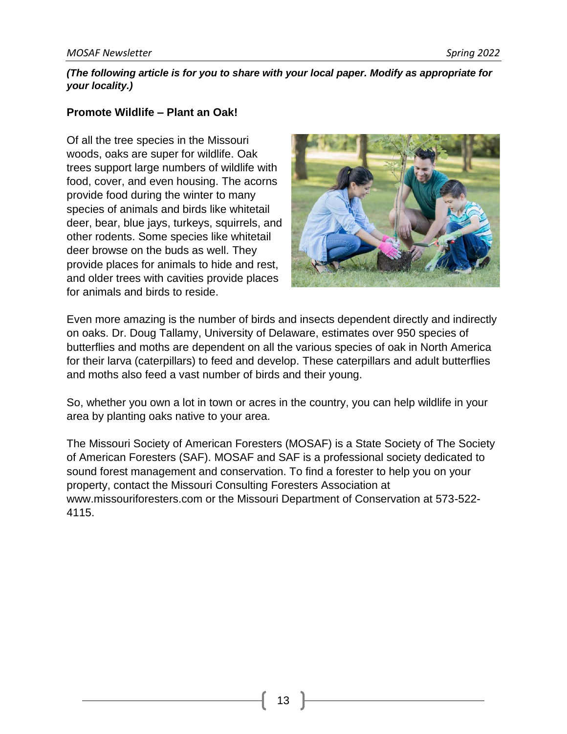***(The following article is for you to share with your local paper. Modify as appropriate for your locality.)***

**Promote Wildlife – Plant an Oak!**

Of all the tree species in the Missouri woods, oaks are super for wildlife. Oak trees support large numbers of wildlife with food, cover, and even housing. The acorns provide food during the winter to many species of animals and birds like whitetail deer, bear, blue jays, turkeys, squirrels, and other rodents. Some species like whitetail deer browse on the buds as well. They provide places for animals to hide and rest, and older trees with cavities provide places for animals and birds to reside.

Even more amazing is the number of birds and insects dependent directly and indirectly on oaks. Dr. Doug Tallamy, University of Delaware, estimates over 950 species of butterflies and moths are dependent on all the various species of oak in North America for their larva (caterpillars) to feed and develop. These caterpillars and adult butterflies and moths also feed a vast number of birds and their young.

So, whether you own a lot in town or acres in the country, you can help wildlife in your area by planting oaks native to your area.

The Missouri Society of American Foresters (MOSAF) is a State Society of The Society of American Foresters (SAF). MOSAF and SAF is a professional society dedicated to sound forest management and conservation. To find a forester to help you on your property, contact the Missouri Consulting Foresters Association at www.missouriforesters.com or the Missouri Department of Conservation at 573-522-4115.